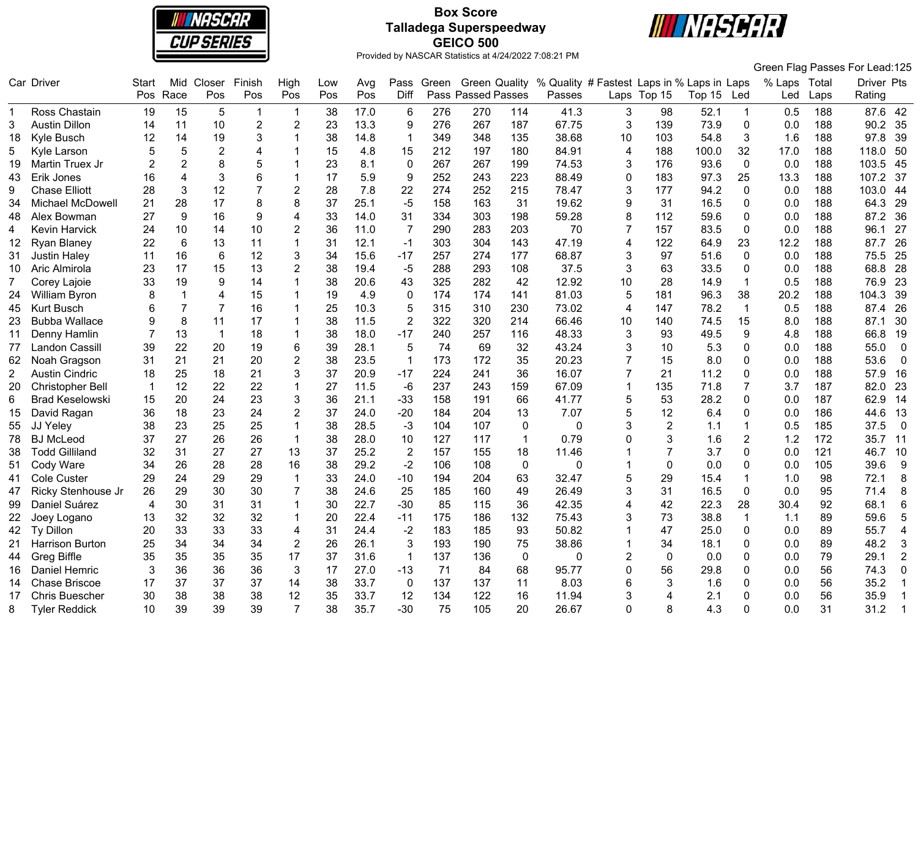# Box Score

## Talladega Superspeedway

## GEICO 500

Provided by NASCAR Statistics at 4/24/2022 7:08:21 PM

Green Flag Passes For Lead:125

| Car | Driver | Start Pos | Mid Race | Closer Pos | Finish Pos | High Pos | Low Pos | Avg Pos | Pass Diff | Green Pass | Green Passed | Quality Passes | % Quality Passes | # Fastest Laps | Laps in Top 15 | % Laps in Top 15 | Laps Led | % Laps Led | Total Laps | Driver Rating | Pts |
|---|---|---|---|---|---|---|---|---|---|---|---|---|---|---|---|---|---|---|---|---|---|
| 1 | Ross Chastain | 19 | 15 | 5 | 1 | 1 | 38 | 17.0 | 6 | 276 | 270 | 114 | 41.3 | 3 | 98 | 52.1 | 1 | 0.5 | 188 | 87.6 | 42 |
| 3 | Austin Dillon | 14 | 11 | 10 | 2 | 2 | 23 | 13.3 | 9 | 276 | 267 | 187 | 67.75 | 3 | 139 | 73.9 | 0 | 0.0 | 188 | 90.2 | 35 |
| 18 | Kyle Busch | 12 | 14 | 19 | 3 | 1 | 38 | 14.8 | 1 | 349 | 348 | 135 | 38.68 | 10 | 103 | 54.8 | 3 | 1.6 | 188 | 97.8 | 39 |
| 5 | Kyle Larson | 5 | 5 | 2 | 4 | 1 | 15 | 4.8 | 15 | 212 | 197 | 180 | 84.91 | 4 | 188 | 100.0 | 32 | 17.0 | 188 | 118.0 | 50 |
| 19 | Martin Truex Jr | 2 | 2 | 8 | 5 | 1 | 23 | 8.1 | 0 | 267 | 267 | 199 | 74.53 | 3 | 176 | 93.6 | 0 | 0.0 | 188 | 103.5 | 45 |
| 43 | Erik Jones | 16 | 4 | 3 | 6 | 1 | 17 | 5.9 | 9 | 252 | 243 | 223 | 88.49 | 0 | 183 | 97.3 | 25 | 13.3 | 188 | 107.2 | 37 |
| 9 | Chase Elliott | 28 | 3 | 12 | 7 | 2 | 28 | 7.8 | 22 | 274 | 252 | 215 | 78.47 | 3 | 177 | 94.2 | 0 | 0.0 | 188 | 103.0 | 44 |
| 34 | Michael McDowell | 21 | 28 | 17 | 8 | 8 | 37 | 25.1 | -5 | 158 | 163 | 31 | 19.62 | 9 | 31 | 16.5 | 0 | 0.0 | 188 | 64.3 | 29 |
| 48 | Alex Bowman | 27 | 9 | 16 | 9 | 4 | 33 | 14.0 | 31 | 334 | 303 | 198 | 59.28 | 8 | 112 | 59.6 | 0 | 0.0 | 188 | 87.2 | 36 |
| 4 | Kevin Harvick | 24 | 10 | 14 | 10 | 2 | 36 | 11.0 | 7 | 290 | 283 | 203 | 70 | 7 | 157 | 83.5 | 0 | 0.0 | 188 | 96.1 | 27 |
| 12 | Ryan Blaney | 22 | 6 | 13 | 11 | 1 | 31 | 12.1 | -1 | 303 | 304 | 143 | 47.19 | 4 | 122 | 64.9 | 23 | 12.2 | 188 | 87.7 | 26 |
| 31 | Justin Haley | 11 | 16 | 6 | 12 | 3 | 34 | 15.6 | -17 | 257 | 274 | 177 | 68.87 | 3 | 97 | 51.6 | 0 | 0.0 | 188 | 75.5 | 25 |
| 10 | Aric Almirola | 23 | 17 | 15 | 13 | 2 | 38 | 19.4 | -5 | 288 | 293 | 108 | 37.5 | 3 | 63 | 33.5 | 0 | 0.0 | 188 | 68.8 | 28 |
| 7 | Corey Lajoie | 33 | 19 | 9 | 14 | 1 | 38 | 20.6 | 43 | 325 | 282 | 42 | 12.92 | 10 | 28 | 14.9 | 1 | 0.5 | 188 | 76.9 | 23 |
| 24 | William Byron | 8 | 1 | 4 | 15 | 1 | 19 | 4.9 | 0 | 174 | 174 | 141 | 81.03 | 5 | 181 | 96.3 | 38 | 20.2 | 188 | 104.3 | 39 |
| 45 | Kurt Busch | 6 | 7 | 7 | 16 | 1 | 25 | 10.3 | 5 | 315 | 310 | 230 | 73.02 | 4 | 147 | 78.2 | 1 | 0.5 | 188 | 87.4 | 26 |
| 23 | Bubba Wallace | 9 | 8 | 11 | 17 | 1 | 38 | 11.5 | 2 | 322 | 320 | 214 | 66.46 | 10 | 140 | 74.5 | 15 | 8.0 | 188 | 87.1 | 30 |
| 11 | Denny Hamlin | 7 | 13 | 1 | 18 | 1 | 38 | 18.0 | -17 | 240 | 257 | 116 | 48.33 | 3 | 93 | 49.5 | 9 | 4.8 | 188 | 66.8 | 19 |
| 77 | Landon Cassill | 39 | 22 | 20 | 19 | 6 | 39 | 28.1 | 5 | 74 | 69 | 32 | 43.24 | 3 | 10 | 5.3 | 0 | 0.0 | 188 | 55.0 | 0 |
| 62 | Noah Gragson | 31 | 21 | 21 | 20 | 2 | 38 | 23.5 | 1 | 173 | 172 | 35 | 20.23 | 7 | 15 | 8.0 | 0 | 0.0 | 188 | 53.6 | 0 |
| 2 | Austin Cindric | 18 | 25 | 18 | 21 | 3 | 37 | 20.9 | -17 | 224 | 241 | 36 | 16.07 | 7 | 21 | 11.2 | 0 | 0.0 | 188 | 57.9 | 16 |
| 20 | Christopher Bell | 1 | 12 | 22 | 22 | 1 | 27 | 11.5 | -6 | 237 | 243 | 159 | 67.09 | 1 | 135 | 71.8 | 7 | 3.7 | 187 | 82.0 | 23 |
| 6 | Brad Keselowski | 15 | 20 | 24 | 23 | 3 | 36 | 21.1 | -33 | 158 | 191 | 66 | 41.77 | 5 | 53 | 28.2 | 0 | 0.0 | 187 | 62.9 | 14 |
| 15 | David Ragan | 36 | 18 | 23 | 24 | 2 | 37 | 24.0 | -20 | 184 | 204 | 13 | 7.07 | 5 | 12 | 6.4 | 0 | 0.0 | 186 | 44.6 | 13 |
| 55 | JJ Yeley | 38 | 23 | 25 | 25 | 1 | 38 | 28.5 | -3 | 104 | 107 | 0 | 0 | 3 | 2 | 1.1 | 1 | 0.5 | 185 | 37.5 | 0 |
| 78 | BJ McLeod | 37 | 27 | 26 | 26 | 1 | 38 | 28.0 | 10 | 127 | 117 | 1 | 0.79 | 0 | 3 | 1.6 | 2 | 1.2 | 172 | 35.7 | 11 |
| 38 | Todd Gilliland | 32 | 31 | 27 | 27 | 13 | 37 | 25.2 | 2 | 157 | 155 | 18 | 11.46 | 1 | 7 | 3.7 | 0 | 0.0 | 121 | 46.7 | 10 |
| 51 | Cody Ware | 34 | 26 | 28 | 28 | 16 | 38 | 29.2 | -2 | 106 | 108 | 0 | 0 | 1 | 0 | 0.0 | 0 | 0.0 | 105 | 39.6 | 9 |
| 41 | Cole Custer | 29 | 24 | 29 | 29 | 1 | 33 | 24.0 | -10 | 194 | 204 | 63 | 32.47 | 5 | 29 | 15.4 | 1 | 1.0 | 98 | 72.1 | 8 |
| 47 | Ricky Stenhouse Jr | 26 | 29 | 30 | 30 | 7 | 38 | 24.6 | 25 | 185 | 160 | 49 | 26.49 | 3 | 31 | 16.5 | 0 | 0.0 | 95 | 71.4 | 8 |
| 99 | Daniel Suárez | 4 | 30 | 31 | 31 | 1 | 30 | 22.7 | -30 | 85 | 115 | 36 | 42.35 | 4 | 42 | 22.3 | 28 | 30.4 | 92 | 68.1 | 6 |
| 22 | Joey Logano | 13 | 32 | 32 | 32 | 1 | 20 | 22.4 | -11 | 175 | 186 | 132 | 75.43 | 3 | 73 | 38.8 | 1 | 1.1 | 89 | 59.6 | 5 |
| 42 | Ty Dillon | 20 | 33 | 33 | 33 | 4 | 31 | 24.4 | -2 | 183 | 185 | 93 | 50.82 | 1 | 47 | 25.0 | 0 | 0.0 | 89 | 55.7 | 4 |
| 21 | Harrison Burton | 25 | 34 | 34 | 34 | 2 | 26 | 26.1 | 3 | 193 | 190 | 75 | 38.86 | 1 | 34 | 18.1 | 0 | 0.0 | 89 | 48.2 | 3 |
| 44 | Greg Biffle | 35 | 35 | 35 | 35 | 17 | 37 | 31.6 | 1 | 137 | 136 | 0 | 0 | 2 | 0 | 0.0 | 0 | 0.0 | 79 | 29.1 | 2 |
| 16 | Daniel Hemric | 3 | 36 | 36 | 36 | 3 | 17 | 27.0 | -13 | 71 | 84 | 68 | 95.77 | 0 | 56 | 29.8 | 0 | 0.0 | 56 | 74.3 | 0 |
| 14 | Chase Briscoe | 17 | 37 | 37 | 37 | 14 | 38 | 33.7 | 0 | 137 | 137 | 11 | 8.03 | 6 | 3 | 1.6 | 0 | 0.0 | 56 | 35.2 | 1 |
| 17 | Chris Buescher | 30 | 38 | 38 | 38 | 12 | 35 | 33.7 | 12 | 134 | 122 | 16 | 11.94 | 3 | 4 | 2.1 | 0 | 0.0 | 56 | 35.9 | 1 |
| 8 | Tyler Reddick | 10 | 39 | 39 | 39 | 7 | 38 | 35.7 | -30 | 75 | 105 | 20 | 26.67 | 0 | 8 | 4.3 | 0 | 0.0 | 31 | 31.2 | 1 |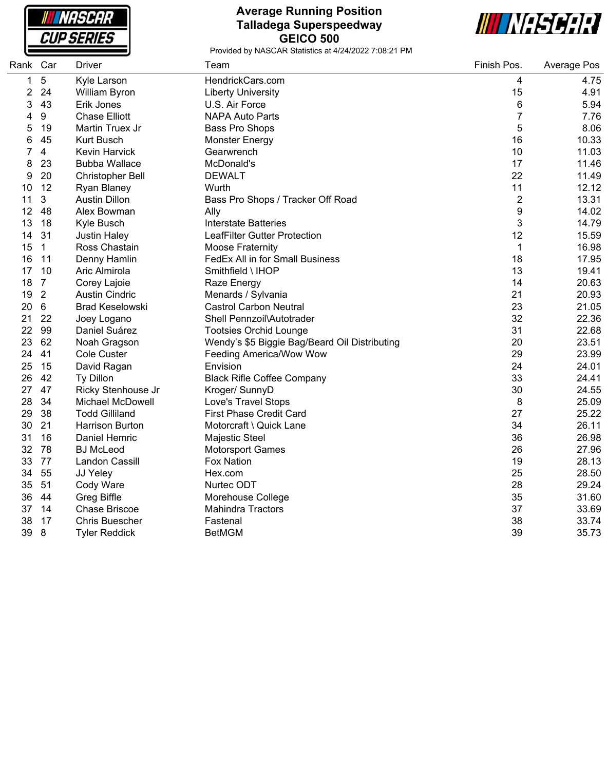# Average Running Position
## Talladega Superspeedway
## GEICO 500

Provided by NASCAR Statistics at 4/24/2022 7:08:21 PM

| Rank | Car | Driver | Team | Finish Pos. | Average Pos |
|---|---|---|---|---|---|
| 1 | 5 | Kyle Larson | HendrickCars.com | 4 | 4.75 |
| 2 | 24 | William Byron | Liberty University | 15 | 4.91 |
| 3 | 43 | Erik Jones | U.S. Air Force | 6 | 5.94 |
| 4 | 9 | Chase Elliott | NAPA Auto Parts | 7 | 7.76 |
| 5 | 19 | Martin Truex Jr | Bass Pro Shops | 5 | 8.06 |
| 6 | 45 | Kurt Busch | Monster Energy | 16 | 10.33 |
| 7 | 4 | Kevin Harvick | Gearwrench | 10 | 11.03 |
| 8 | 23 | Bubba Wallace | McDonald's | 17 | 11.46 |
| 9 | 20 | Christopher Bell | DEWALT | 22 | 11.49 |
| 10 | 12 | Ryan Blaney | Wurth | 11 | 12.12 |
| 11 | 3 | Austin Dillon | Bass Pro Shops / Tracker Off Road | 2 | 13.31 |
| 12 | 48 | Alex Bowman | Ally | 9 | 14.02 |
| 13 | 18 | Kyle Busch | Interstate Batteries | 3 | 14.79 |
| 14 | 31 | Justin Haley | LeafFilter Gutter Protection | 12 | 15.59 |
| 15 | 1 | Ross Chastain | Moose Fraternity | 1 | 16.98 |
| 16 | 11 | Denny Hamlin | FedEx All in for Small Business | 18 | 17.95 |
| 17 | 10 | Aric Almirola | Smithfield \ IHOP | 13 | 19.41 |
| 18 | 7 | Corey Lajoie | Raze Energy | 14 | 20.63 |
| 19 | 2 | Austin Cindric | Menards / Sylvania | 21 | 20.93 |
| 20 | 6 | Brad Keselowski | Castrol Carbon Neutral | 23 | 21.05 |
| 21 | 22 | Joey Logano | Shell Pennzoil\Autotrader | 32 | 22.36 |
| 22 | 99 | Daniel Suárez | Tootsies Orchid Lounge | 31 | 22.68 |
| 23 | 62 | Noah Gragson | Wendy's $5 Biggie Bag/Beard Oil Distributing | 20 | 23.51 |
| 24 | 41 | Cole Custer | Feeding America/Wow Wow | 29 | 23.99 |
| 25 | 15 | David Ragan | Envision | 24 | 24.01 |
| 26 | 42 | Ty Dillon | Black Rifle Coffee Company | 33 | 24.41 |
| 27 | 47 | Ricky Stenhouse Jr | Kroger/ SunnyD | 30 | 24.55 |
| 28 | 34 | Michael McDowell | Love's Travel Stops | 8 | 25.09 |
| 29 | 38 | Todd Gilliland | First Phase Credit Card | 27 | 25.22 |
| 30 | 21 | Harrison Burton | Motorcraft \ Quick Lane | 34 | 26.11 |
| 31 | 16 | Daniel Hemric | Majestic Steel | 36 | 26.98 |
| 32 | 78 | BJ McLeod | Motorsport Games | 26 | 27.96 |
| 33 | 77 | Landon Cassill | Fox Nation | 19 | 28.13 |
| 34 | 55 | JJ Yeley | Hex.com | 25 | 28.50 |
| 35 | 51 | Cody Ware | Nurtec ODT | 28 | 29.24 |
| 36 | 44 | Greg Biffle | Morehouse College | 35 | 31.60 |
| 37 | 14 | Chase Briscoe | Mahindra Tractors | 37 | 33.69 |
| 38 | 17 | Chris Buescher | Fastenal | 38 | 33.74 |
| 39 | 8 | Tyler Reddick | BetMGM | 39 | 35.73 |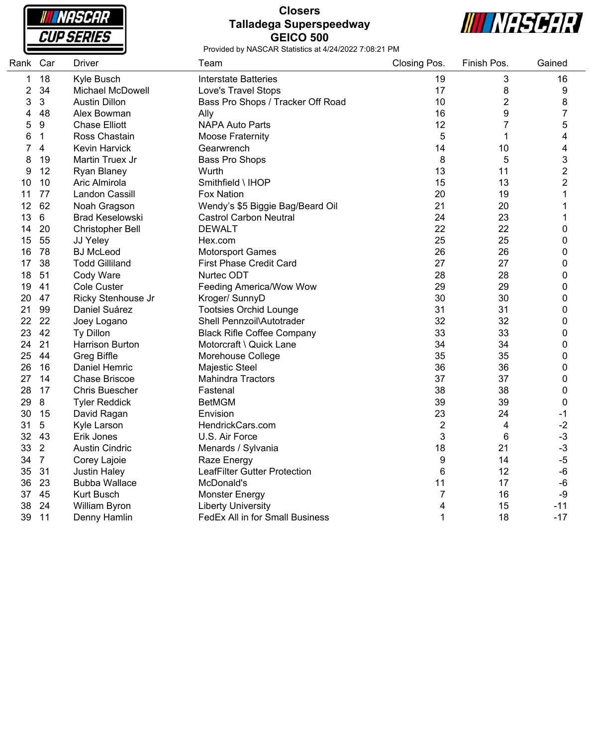# Closers

## Talladega Superspeedway

## GEICO 500

Provided by NASCAR Statistics at 4/24/2022 7:08:21 PM

| Rank | Car | Driver | Team | Closing Pos. | Finish Pos. | Gained |
|---|---|---|---|---|---|---|
| 1 | 18 | Kyle Busch | Interstate Batteries | 19 | 3 | 16 |
| 2 | 34 | Michael McDowell | Love's Travel Stops | 17 | 8 | 9 |
| 3 | 3 | Austin Dillon | Bass Pro Shops / Tracker Off Road | 10 | 2 | 8 |
| 4 | 48 | Alex Bowman | Ally | 16 | 9 | 7 |
| 5 | 9 | Chase Elliott | NAPA Auto Parts | 12 | 7 | 5 |
| 6 | 1 | Ross Chastain | Moose Fraternity | 5 | 1 | 4 |
| 7 | 4 | Kevin Harvick | Gearwrench | 14 | 10 | 4 |
| 8 | 19 | Martin Truex Jr | Bass Pro Shops | 8 | 5 | 3 |
| 9 | 12 | Ryan Blaney | Wurth | 13 | 11 | 2 |
| 10 | 10 | Aric Almirola | Smithfield \ IHOP | 15 | 13 | 2 |
| 11 | 77 | Landon Cassill | Fox Nation | 20 | 19 | 1 |
| 12 | 62 | Noah Gragson | Wendy's $5 Biggie Bag/Beard Oil | 21 | 20 | 1 |
| 13 | 6 | Brad Keselowski | Castrol Carbon Neutral | 24 | 23 | 1 |
| 14 | 20 | Christopher Bell | DEWALT | 22 | 22 | 0 |
| 15 | 55 | JJ Yeley | Hex.com | 25 | 25 | 0 |
| 16 | 78 | BJ McLeod | Motorsport Games | 26 | 26 | 0 |
| 17 | 38 | Todd Gilliland | First Phase Credit Card | 27 | 27 | 0 |
| 18 | 51 | Cody Ware | Nurtec ODT | 28 | 28 | 0 |
| 19 | 41 | Cole Custer | Feeding America/Wow Wow | 29 | 29 | 0 |
| 20 | 47 | Ricky Stenhouse Jr | Kroger/ SunnyD | 30 | 30 | 0 |
| 21 | 99 | Daniel Suárez | Tootsies Orchid Lounge | 31 | 31 | 0 |
| 22 | 22 | Joey Logano | Shell Pennzoil\Autotrader | 32 | 32 | 0 |
| 23 | 42 | Ty Dillon | Black Rifle Coffee Company | 33 | 33 | 0 |
| 24 | 21 | Harrison Burton | Motorcraft \ Quick Lane | 34 | 34 | 0 |
| 25 | 44 | Greg Biffle | Morehouse College | 35 | 35 | 0 |
| 26 | 16 | Daniel Hemric | Majestic Steel | 36 | 36 | 0 |
| 27 | 14 | Chase Briscoe | Mahindra Tractors | 37 | 37 | 0 |
| 28 | 17 | Chris Buescher | Fastenal | 38 | 38 | 0 |
| 29 | 8 | Tyler Reddick | BetMGM | 39 | 39 | 0 |
| 30 | 15 | David Ragan | Envision | 23 | 24 | -1 |
| 31 | 5 | Kyle Larson | HendrickCars.com | 2 | 4 | -2 |
| 32 | 43 | Erik Jones | U.S. Air Force | 3 | 6 | -3 |
| 33 | 2 | Austin Cindric | Menards / Sylvania | 18 | 21 | -3 |
| 34 | 7 | Corey Lajoie | Raze Energy | 9 | 14 | -5 |
| 35 | 31 | Justin Haley | LeafFilter Gutter Protection | 6 | 12 | -6 |
| 36 | 23 | Bubba Wallace | McDonald's | 11 | 17 | -6 |
| 37 | 45 | Kurt Busch | Monster Energy | 7 | 16 | -9 |
| 38 | 24 | William Byron | Liberty University | 4 | 15 | -11 |
| 39 | 11 | Denny Hamlin | FedEx All in for Small Business | 1 | 18 | -17 |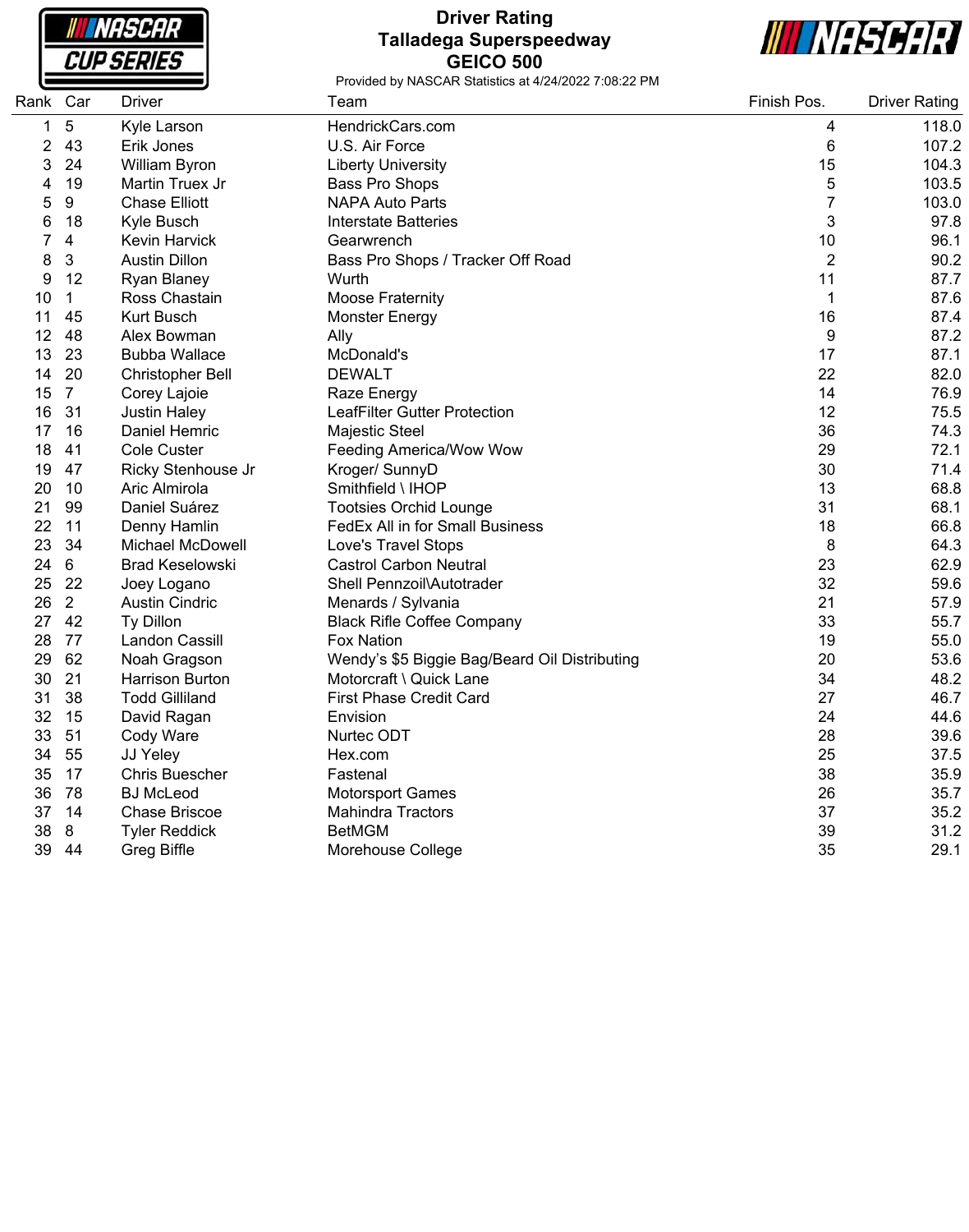# Driver Rating
## Talladega Superspeedway
## GEICO 500

Provided by NASCAR Statistics at 4/24/2022 7:08:22 PM

| Rank | Car | Driver | Team | Finish Pos. | Driver Rating |
|---|---|---|---|---|---|
| 1 | 5 | Kyle Larson | HendrickCars.com | 4 | 118.0 |
| 2 | 43 | Erik Jones | U.S. Air Force | 6 | 107.2 |
| 3 | 24 | William Byron | Liberty University | 15 | 104.3 |
| 4 | 19 | Martin Truex Jr | Bass Pro Shops | 5 | 103.5 |
| 5 | 9 | Chase Elliott | NAPA Auto Parts | 7 | 103.0 |
| 6 | 18 | Kyle Busch | Interstate Batteries | 3 | 97.8 |
| 7 | 4 | Kevin Harvick | Gearwrench | 10 | 96.1 |
| 8 | 3 | Austin Dillon | Bass Pro Shops / Tracker Off Road | 2 | 90.2 |
| 9 | 12 | Ryan Blaney | Wurth | 11 | 87.7 |
| 10 | 1 | Ross Chastain | Moose Fraternity | 1 | 87.6 |
| 11 | 45 | Kurt Busch | Monster Energy | 16 | 87.4 |
| 12 | 48 | Alex Bowman | Ally | 9 | 87.2 |
| 13 | 23 | Bubba Wallace | McDonald's | 17 | 87.1 |
| 14 | 20 | Christopher Bell | DEWALT | 22 | 82.0 |
| 15 | 7 | Corey Lajoie | Raze Energy | 14 | 76.9 |
| 16 | 31 | Justin Haley | LeafFilter Gutter Protection | 12 | 75.5 |
| 17 | 16 | Daniel Hemric | Majestic Steel | 36 | 74.3 |
| 18 | 41 | Cole Custer | Feeding America/Wow Wow | 29 | 72.1 |
| 19 | 47 | Ricky Stenhouse Jr | Kroger/ SunnyD | 30 | 71.4 |
| 20 | 10 | Aric Almirola | Smithfield \ IHOP | 13 | 68.8 |
| 21 | 99 | Daniel Suárez | Tootsies Orchid Lounge | 31 | 68.1 |
| 22 | 11 | Denny Hamlin | FedEx All in for Small Business | 18 | 66.8 |
| 23 | 34 | Michael McDowell | Love's Travel Stops | 8 | 64.3 |
| 24 | 6 | Brad Keselowski | Castrol Carbon Neutral | 23 | 62.9 |
| 25 | 22 | Joey Logano | Shell Pennzoil\Autotrader | 32 | 59.6 |
| 26 | 2 | Austin Cindric | Menards / Sylvania | 21 | 57.9 |
| 27 | 42 | Ty Dillon | Black Rifle Coffee Company | 33 | 55.7 |
| 28 | 77 | Landon Cassill | Fox Nation | 19 | 55.0 |
| 29 | 62 | Noah Gragson | Wendy's $5 Biggie Bag/Beard Oil Distributing | 20 | 53.6 |
| 30 | 21 | Harrison Burton | Motorcraft \ Quick Lane | 34 | 48.2 |
| 31 | 38 | Todd Gilliland | First Phase Credit Card | 27 | 46.7 |
| 32 | 15 | David Ragan | Envision | 24 | 44.6 |
| 33 | 51 | Cody Ware | Nurtec ODT | 28 | 39.6 |
| 34 | 55 | JJ Yeley | Hex.com | 25 | 37.5 |
| 35 | 17 | Chris Buescher | Fastenal | 38 | 35.9 |
| 36 | 78 | BJ McLeod | Motorsport Games | 26 | 35.7 |
| 37 | 14 | Chase Briscoe | Mahindra Tractors | 37 | 35.2 |
| 38 | 8 | Tyler Reddick | BetMGM | 39 | 31.2 |
| 39 | 44 | Greg Biffle | Morehouse College | 35 | 29.1 |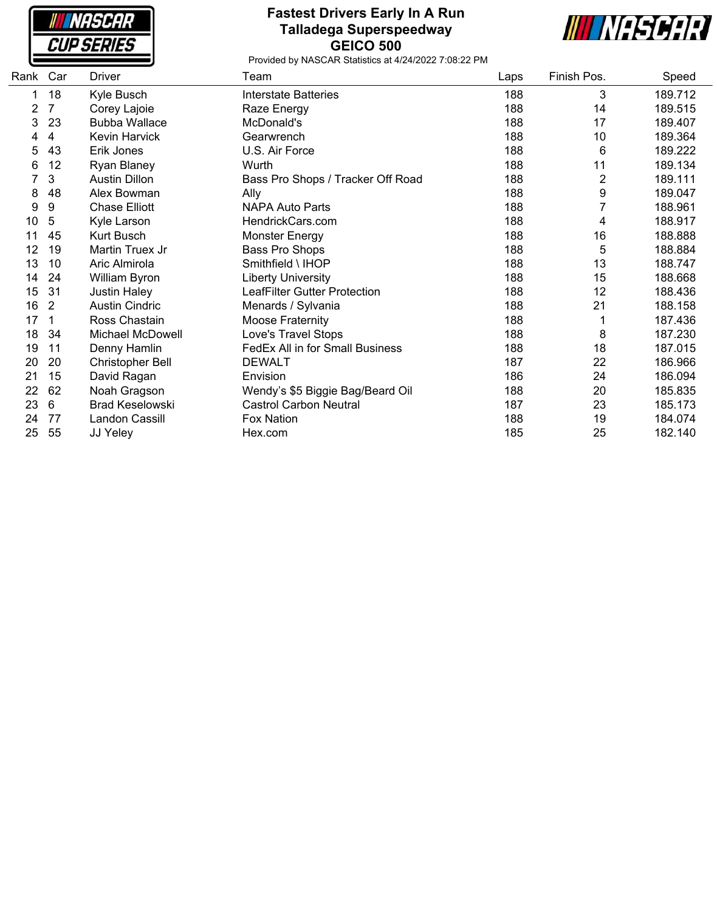# Fastest Drivers Early In A Run
## Talladega Superspeedway
## GEICO 500

Provided by NASCAR Statistics at 4/24/2022 7:08:22 PM

| Rank | Car | Driver | Team | Laps | Finish Pos. | Speed |
|---|---|---|---|---|---|---|
| 1 | 18 | Kyle Busch | Interstate Batteries | 188 | 3 | 189.712 |
| 2 | 7 | Corey Lajoie | Raze Energy | 188 | 14 | 189.515 |
| 3 | 23 | Bubba Wallace | McDonald's | 188 | 17 | 189.407 |
| 4 | 4 | Kevin Harvick | Gearwrench | 188 | 10 | 189.364 |
| 5 | 43 | Erik Jones | U.S. Air Force | 188 | 6 | 189.222 |
| 6 | 12 | Ryan Blaney | Wurth | 188 | 11 | 189.134 |
| 7 | 3 | Austin Dillon | Bass Pro Shops / Tracker Off Road | 188 | 2 | 189.111 |
| 8 | 48 | Alex Bowman | Ally | 188 | 9 | 189.047 |
| 9 | 9 | Chase Elliott | NAPA Auto Parts | 188 | 7 | 188.961 |
| 10 | 5 | Kyle Larson | HendrickCars.com | 188 | 4 | 188.917 |
| 11 | 45 | Kurt Busch | Monster Energy | 188 | 16 | 188.888 |
| 12 | 19 | Martin Truex Jr | Bass Pro Shops | 188 | 5 | 188.884 |
| 13 | 10 | Aric Almirola | Smithfield \ IHOP | 188 | 13 | 188.747 |
| 14 | 24 | William Byron | Liberty University | 188 | 15 | 188.668 |
| 15 | 31 | Justin Haley | LeafFilter Gutter Protection | 188 | 12 | 188.436 |
| 16 | 2 | Austin Cindric | Menards / Sylvania | 188 | 21 | 188.158 |
| 17 | 1 | Ross Chastain | Moose Fraternity | 188 | 1 | 187.436 |
| 18 | 34 | Michael McDowell | Love's Travel Stops | 188 | 8 | 187.230 |
| 19 | 11 | Denny Hamlin | FedEx All in for Small Business | 188 | 18 | 187.015 |
| 20 | 20 | Christopher Bell | DEWALT | 187 | 22 | 186.966 |
| 21 | 15 | David Ragan | Envision | 186 | 24 | 186.094 |
| 22 | 62 | Noah Gragson | Wendy's $5 Biggie Bag/Beard Oil | 188 | 20 | 185.835 |
| 23 | 6 | Brad Keselowski | Castrol Carbon Neutral | 187 | 23 | 185.173 |
| 24 | 77 | Landon Cassill | Fox Nation | 188 | 19 | 184.074 |
| 25 | 55 | JJ Yeley | Hex.com | 185 | 25 | 182.140 |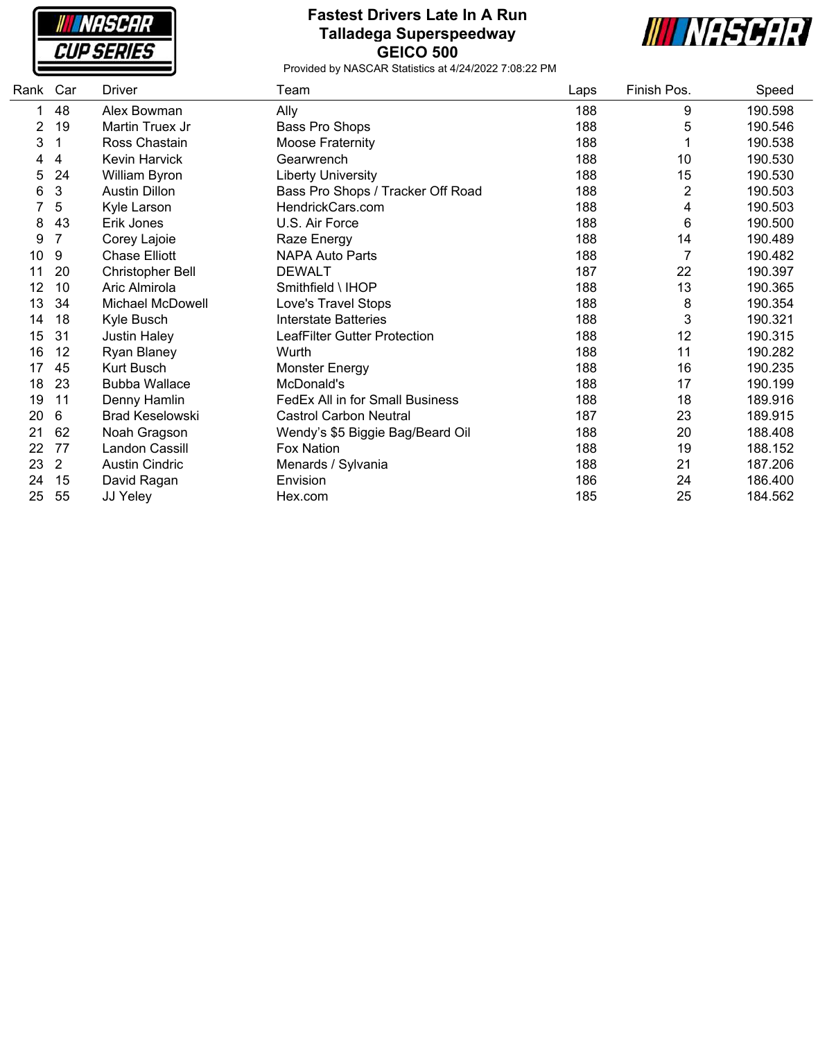# Fastest Drivers Late In A Run
## Talladega Superspeedway
## GEICO 500

Provided by NASCAR Statistics at 4/24/2022 7:08:22 PM

| Rank | Car | Driver | Team | Laps | Finish Pos. | Speed |
|---|---|---|---|---|---|---|
| 1 | 48 | Alex Bowman | Ally | 188 | 9 | 190.598 |
| 2 | 19 | Martin Truex Jr | Bass Pro Shops | 188 | 5 | 190.546 |
| 3 | 1 | Ross Chastain | Moose Fraternity | 188 | 1 | 190.538 |
| 4 | 4 | Kevin Harvick | Gearwrench | 188 | 10 | 190.530 |
| 5 | 24 | William Byron | Liberty University | 188 | 15 | 190.530 |
| 6 | 3 | Austin Dillon | Bass Pro Shops / Tracker Off Road | 188 | 2 | 190.503 |
| 7 | 5 | Kyle Larson | HendrickCars.com | 188 | 4 | 190.503 |
| 8 | 43 | Erik Jones | U.S. Air Force | 188 | 6 | 190.500 |
| 9 | 7 | Corey Lajoie | Raze Energy | 188 | 14 | 190.489 |
| 10 | 9 | Chase Elliott | NAPA Auto Parts | 188 | 7 | 190.482 |
| 11 | 20 | Christopher Bell | DEWALT | 187 | 22 | 190.397 |
| 12 | 10 | Aric Almirola | Smithfield \ IHOP | 188 | 13 | 190.365 |
| 13 | 34 | Michael McDowell | Love's Travel Stops | 188 | 8 | 190.354 |
| 14 | 18 | Kyle Busch | Interstate Batteries | 188 | 3 | 190.321 |
| 15 | 31 | Justin Haley | LeafFilter Gutter Protection | 188 | 12 | 190.315 |
| 16 | 12 | Ryan Blaney | Wurth | 188 | 11 | 190.282 |
| 17 | 45 | Kurt Busch | Monster Energy | 188 | 16 | 190.235 |
| 18 | 23 | Bubba Wallace | McDonald's | 188 | 17 | 190.199 |
| 19 | 11 | Denny Hamlin | FedEx All in for Small Business | 188 | 18 | 189.916 |
| 20 | 6 | Brad Keselowski | Castrol Carbon Neutral | 187 | 23 | 189.915 |
| 21 | 62 | Noah Gragson | Wendy's $5 Biggie Bag/Beard Oil | 188 | 20 | 188.408 |
| 22 | 77 | Landon Cassill | Fox Nation | 188 | 19 | 188.152 |
| 23 | 2 | Austin Cindric | Menards / Sylvania | 188 | 21 | 187.206 |
| 24 | 15 | David Ragan | Envision | 186 | 24 | 186.400 |
| 25 | 55 | JJ Yeley | Hex.com | 185 | 25 | 184.562 |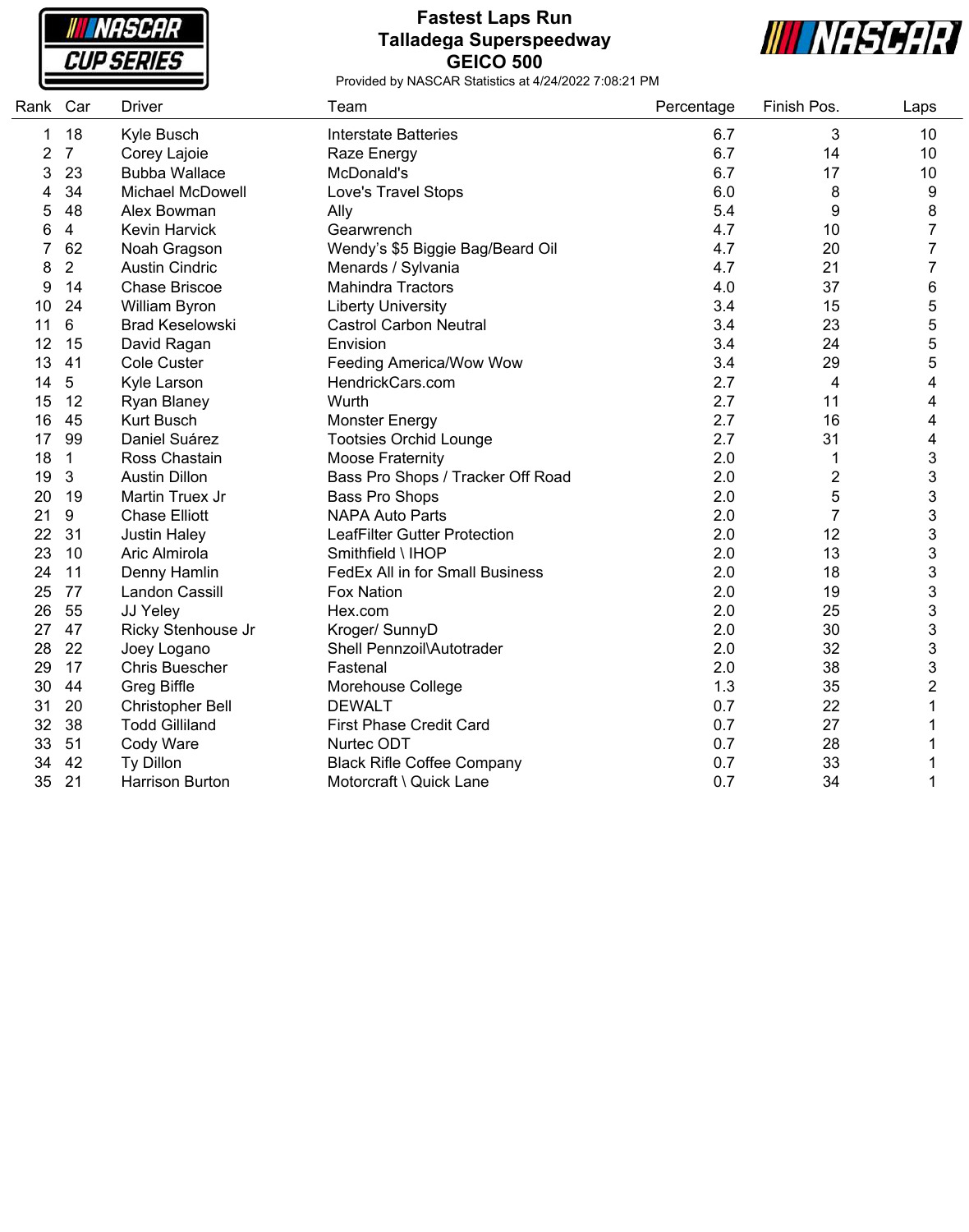# Fastest Laps Run
## Talladega Superspeedway
## GEICO 500

Provided by NASCAR Statistics at 4/24/2022 7:08:21 PM

| Rank | Car | Driver | Team | Percentage | Finish Pos. | Laps |
|---|---|---|---|---|---|---|
| 1 | 18 | Kyle Busch | Interstate Batteries | 6.7 | 3 | 10 |
| 2 | 7 | Corey Lajoie | Raze Energy | 6.7 | 14 | 10 |
| 3 | 23 | Bubba Wallace | McDonald's | 6.7 | 17 | 10 |
| 4 | 34 | Michael McDowell | Love's Travel Stops | 6.0 | 8 | 9 |
| 5 | 48 | Alex Bowman | Ally | 5.4 | 9 | 8 |
| 6 | 4 | Kevin Harvick | Gearwrench | 4.7 | 10 | 7 |
| 7 | 62 | Noah Gragson | Wendy's $5 Biggie Bag/Beard Oil | 4.7 | 20 | 7 |
| 8 | 2 | Austin Cindric | Menards / Sylvania | 4.7 | 21 | 7 |
| 9 | 14 | Chase Briscoe | Mahindra Tractors | 4.0 | 37 | 6 |
| 10 | 24 | William Byron | Liberty University | 3.4 | 15 | 5 |
| 11 | 6 | Brad Keselowski | Castrol Carbon Neutral | 3.4 | 23 | 5 |
| 12 | 15 | David Ragan | Envision | 3.4 | 24 | 5 |
| 13 | 41 | Cole Custer | Feeding America/Wow Wow | 3.4 | 29 | 5 |
| 14 | 5 | Kyle Larson | HendrickCars.com | 2.7 | 4 | 4 |
| 15 | 12 | Ryan Blaney | Wurth | 2.7 | 11 | 4 |
| 16 | 45 | Kurt Busch | Monster Energy | 2.7 | 16 | 4 |
| 17 | 99 | Daniel Suárez | Tootsies Orchid Lounge | 2.7 | 31 | 4 |
| 18 | 1 | Ross Chastain | Moose Fraternity | 2.0 | 1 | 3 |
| 19 | 3 | Austin Dillon | Bass Pro Shops / Tracker Off Road | 2.0 | 2 | 3 |
| 20 | 19 | Martin Truex Jr | Bass Pro Shops | 2.0 | 5 | 3 |
| 21 | 9 | Chase Elliott | NAPA Auto Parts | 2.0 | 7 | 3 |
| 22 | 31 | Justin Haley | LeafFilter Gutter Protection | 2.0 | 12 | 3 |
| 23 | 10 | Aric Almirola | Smithfield \ IHOP | 2.0 | 13 | 3 |
| 24 | 11 | Denny Hamlin | FedEx All in for Small Business | 2.0 | 18 | 3 |
| 25 | 77 | Landon Cassill | Fox Nation | 2.0 | 19 | 3 |
| 26 | 55 | JJ Yeley | Hex.com | 2.0 | 25 | 3 |
| 27 | 47 | Ricky Stenhouse Jr | Kroger/ SunnyD | 2.0 | 30 | 3 |
| 28 | 22 | Joey Logano | Shell Pennzoil\Autotrader | 2.0 | 32 | 3 |
| 29 | 17 | Chris Buescher | Fastenal | 2.0 | 38 | 3 |
| 30 | 44 | Greg Biffle | Morehouse College | 1.3 | 35 | 2 |
| 31 | 20 | Christopher Bell | DEWALT | 0.7 | 22 | 1 |
| 32 | 38 | Todd Gilliland | First Phase Credit Card | 0.7 | 27 | 1 |
| 33 | 51 | Cody Ware | Nurtec ODT | 0.7 | 28 | 1 |
| 34 | 42 | Ty Dillon | Black Rifle Coffee Company | 0.7 | 33 | 1 |
| 35 | 21 | Harrison Burton | Motorcraft \ Quick Lane | 0.7 | 34 | 1 |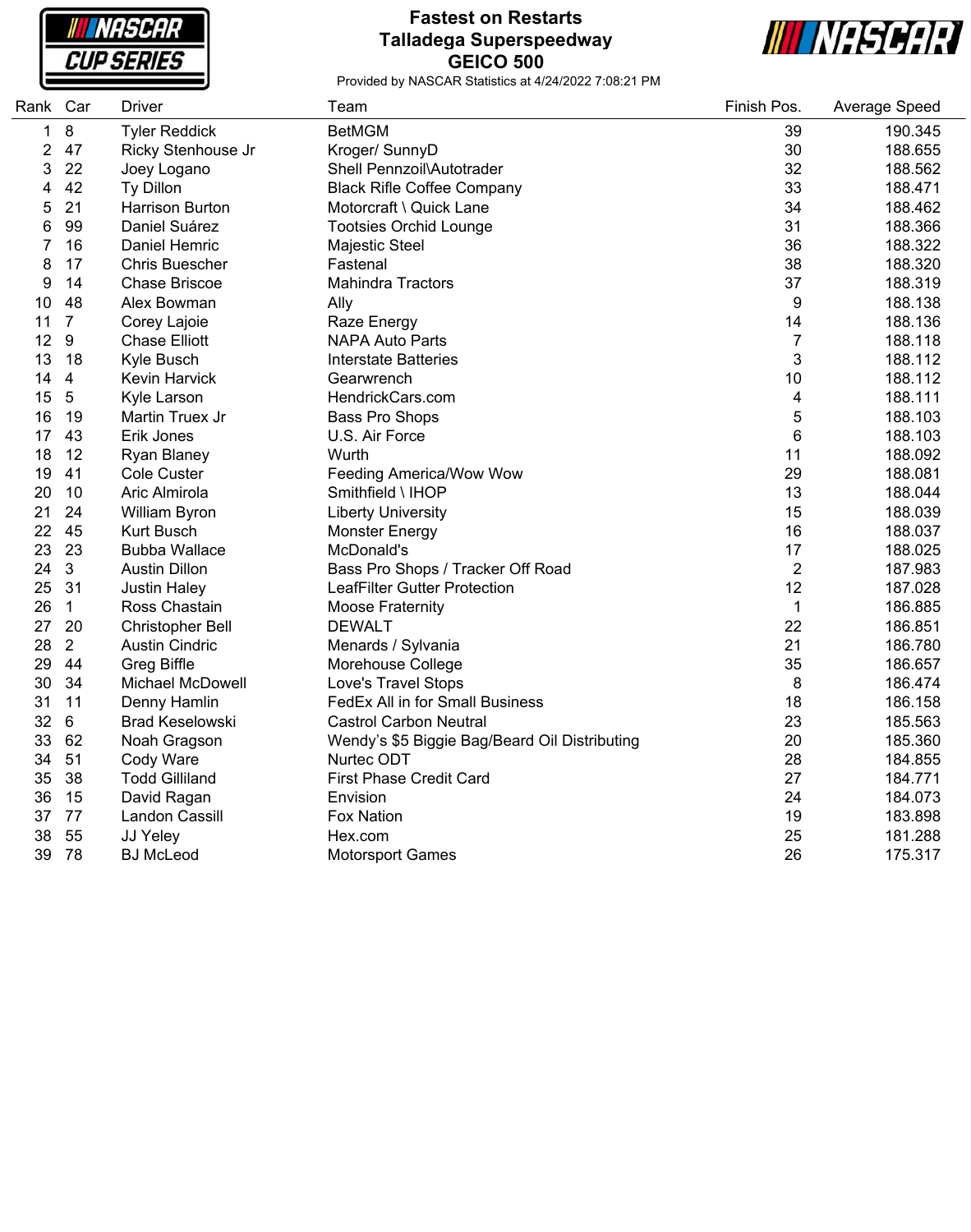# Fastest on Restarts
## Talladega Superspeedway
## GEICO 500

Provided by NASCAR Statistics at 4/24/2022 7:08:21 PM

| Rank | Car | Driver | Team | Finish Pos. | Average Speed |
|---|---|---|---|---|---|
| 1 | 8 | Tyler Reddick | BetMGM | 39 | 190.345 |
| 2 | 47 | Ricky Stenhouse Jr | Kroger/ SunnyD | 30 | 188.655 |
| 3 | 22 | Joey Logano | Shell Pennzoil\Autotrader | 32 | 188.562 |
| 4 | 42 | Ty Dillon | Black Rifle Coffee Company | 33 | 188.471 |
| 5 | 21 | Harrison Burton | Motorcraft \ Quick Lane | 34 | 188.462 |
| 6 | 99 | Daniel Suárez | Tootsies Orchid Lounge | 31 | 188.366 |
| 7 | 16 | Daniel Hemric | Majestic Steel | 36 | 188.322 |
| 8 | 17 | Chris Buescher | Fastenal | 38 | 188.320 |
| 9 | 14 | Chase Briscoe | Mahindra Tractors | 37 | 188.319 |
| 10 | 48 | Alex Bowman | Ally | 9 | 188.138 |
| 11 | 7 | Corey Lajoie | Raze Energy | 14 | 188.136 |
| 12 | 9 | Chase Elliott | NAPA Auto Parts | 7 | 188.118 |
| 13 | 18 | Kyle Busch | Interstate Batteries | 3 | 188.112 |
| 14 | 4 | Kevin Harvick | Gearwrench | 10 | 188.112 |
| 15 | 5 | Kyle Larson | HendrickCars.com | 4 | 188.111 |
| 16 | 19 | Martin Truex Jr | Bass Pro Shops | 5 | 188.103 |
| 17 | 43 | Erik Jones | U.S. Air Force | 6 | 188.103 |
| 18 | 12 | Ryan Blaney | Wurth | 11 | 188.092 |
| 19 | 41 | Cole Custer | Feeding America/Wow Wow | 29 | 188.081 |
| 20 | 10 | Aric Almirola | Smithfield \ IHOP | 13 | 188.044 |
| 21 | 24 | William Byron | Liberty University | 15 | 188.039 |
| 22 | 45 | Kurt Busch | Monster Energy | 16 | 188.037 |
| 23 | 23 | Bubba Wallace | McDonald's | 17 | 188.025 |
| 24 | 3 | Austin Dillon | Bass Pro Shops / Tracker Off Road | 2 | 187.983 |
| 25 | 31 | Justin Haley | LeafFilter Gutter Protection | 12 | 187.028 |
| 26 | 1 | Ross Chastain | Moose Fraternity | 1 | 186.885 |
| 27 | 20 | Christopher Bell | DEWALT | 22 | 186.851 |
| 28 | 2 | Austin Cindric | Menards / Sylvania | 21 | 186.780 |
| 29 | 44 | Greg Biffle | Morehouse College | 35 | 186.657 |
| 30 | 34 | Michael McDowell | Love's Travel Stops | 8 | 186.474 |
| 31 | 11 | Denny Hamlin | FedEx All in for Small Business | 18 | 186.158 |
| 32 | 6 | Brad Keselowski | Castrol Carbon Neutral | 23 | 185.563 |
| 33 | 62 | Noah Gragson | Wendy's $5 Biggie Bag/Beard Oil Distributing | 20 | 185.360 |
| 34 | 51 | Cody Ware | Nurtec ODT | 28 | 184.855 |
| 35 | 38 | Todd Gilliland | First Phase Credit Card | 27 | 184.771 |
| 36 | 15 | David Ragan | Envision | 24 | 184.073 |
| 37 | 77 | Landon Cassill | Fox Nation | 19 | 183.898 |
| 38 | 55 | JJ Yeley | Hex.com | 25 | 181.288 |
| 39 | 78 | BJ McLeod | Motorsport Games | 26 | 175.317 |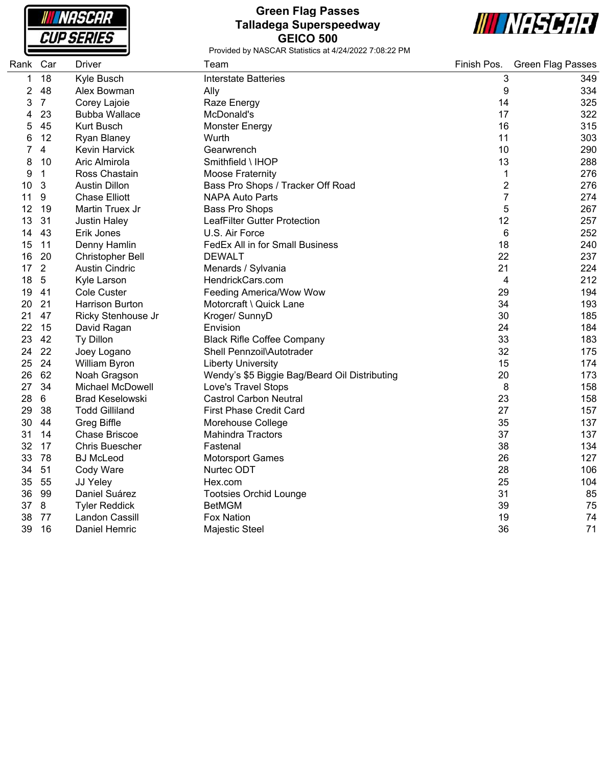# Green Flag Passes
## Talladega Superspeedway
## GEICO 500

Provided by NASCAR Statistics at 4/24/2022 7:08:22 PM

| Rank | Car | Driver | Team | Finish Pos. | Green Flag Passes |
|---|---|---|---|---|---|
| 1 | 18 | Kyle Busch | Interstate Batteries | 3 | 349 |
| 2 | 48 | Alex Bowman | Ally | 9 | 334 |
| 3 | 7 | Corey Lajoie | Raze Energy | 14 | 325 |
| 4 | 23 | Bubba Wallace | McDonald's | 17 | 322 |
| 5 | 45 | Kurt Busch | Monster Energy | 16 | 315 |
| 6 | 12 | Ryan Blaney | Wurth | 11 | 303 |
| 7 | 4 | Kevin Harvick | Gearwrench | 10 | 290 |
| 8 | 10 | Aric Almirola | Smithfield \ IHOP | 13 | 288 |
| 9 | 1 | Ross Chastain | Moose Fraternity | 1 | 276 |
| 10 | 3 | Austin Dillon | Bass Pro Shops / Tracker Off Road | 2 | 276 |
| 11 | 9 | Chase Elliott | NAPA Auto Parts | 7 | 274 |
| 12 | 19 | Martin Truex Jr | Bass Pro Shops | 5 | 267 |
| 13 | 31 | Justin Haley | LeafFilter Gutter Protection | 12 | 257 |
| 14 | 43 | Erik Jones | U.S. Air Force | 6 | 252 |
| 15 | 11 | Denny Hamlin | FedEx All in for Small Business | 18 | 240 |
| 16 | 20 | Christopher Bell | DEWALT | 22 | 237 |
| 17 | 2 | Austin Cindric | Menards / Sylvania | 21 | 224 |
| 18 | 5 | Kyle Larson | HendrickCars.com | 4 | 212 |
| 19 | 41 | Cole Custer | Feeding America/Wow Wow | 29 | 194 |
| 20 | 21 | Harrison Burton | Motorcraft \ Quick Lane | 34 | 193 |
| 21 | 47 | Ricky Stenhouse Jr | Kroger/ SunnyD | 30 | 185 |
| 22 | 15 | David Ragan | Envision | 24 | 184 |
| 23 | 42 | Ty Dillon | Black Rifle Coffee Company | 33 | 183 |
| 24 | 22 | Joey Logano | Shell Pennzoil\Autotrader | 32 | 175 |
| 25 | 24 | William Byron | Liberty University | 15 | 174 |
| 26 | 62 | Noah Gragson | Wendy's $5 Biggie Bag/Beard Oil Distributing | 20 | 173 |
| 27 | 34 | Michael McDowell | Love's Travel Stops | 8 | 158 |
| 28 | 6 | Brad Keselowski | Castrol Carbon Neutral | 23 | 158 |
| 29 | 38 | Todd Gilliland | First Phase Credit Card | 27 | 157 |
| 30 | 44 | Greg Biffle | Morehouse College | 35 | 137 |
| 31 | 14 | Chase Briscoe | Mahindra Tractors | 37 | 137 |
| 32 | 17 | Chris Buescher | Fastenal | 38 | 134 |
| 33 | 78 | BJ McLeod | Motorsport Games | 26 | 127 |
| 34 | 51 | Cody Ware | Nurtec ODT | 28 | 106 |
| 35 | 55 | JJ Yeley | Hex.com | 25 | 104 |
| 36 | 99 | Daniel Suárez | Tootsies Orchid Lounge | 31 | 85 |
| 37 | 8 | Tyler Reddick | BetMGM | 39 | 75 |
| 38 | 77 | Landon Cassill | Fox Nation | 19 | 74 |
| 39 | 16 | Daniel Hemric | Majestic Steel | 36 | 71 |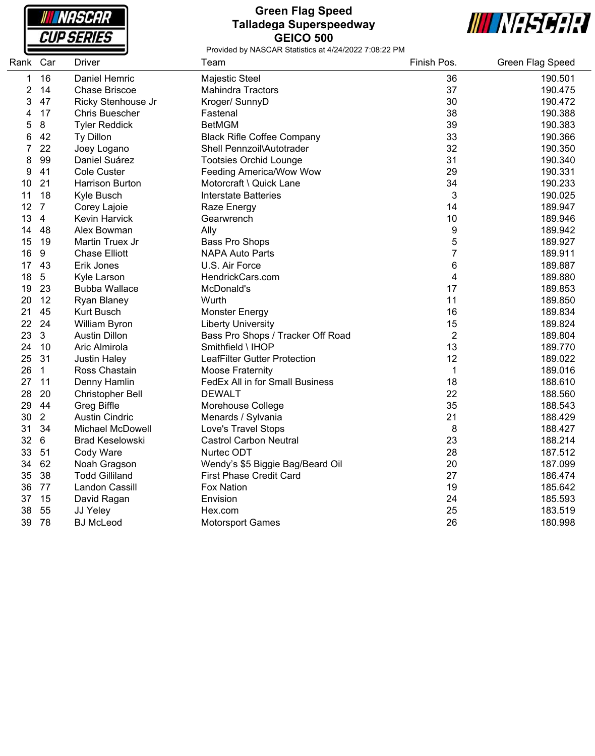# Green Flag Speed
## Talladega Superspeedway
## GEICO 500

Provided by NASCAR Statistics at 4/24/2022 7:08:22 PM

| Rank | Car | Driver | Team | Finish Pos. | Green Flag Speed |
|---|---|---|---|---|---|
| 1 | 16 | Daniel Hemric | Majestic Steel | 36 | 190.501 |
| 2 | 14 | Chase Briscoe | Mahindra Tractors | 37 | 190.475 |
| 3 | 47 | Ricky Stenhouse Jr | Kroger/ SunnyD | 30 | 190.472 |
| 4 | 17 | Chris Buescher | Fastenal | 38 | 190.388 |
| 5 | 8 | Tyler Reddick | BetMGM | 39 | 190.383 |
| 6 | 42 | Ty Dillon | Black Rifle Coffee Company | 33 | 190.366 |
| 7 | 22 | Joey Logano | Shell Pennzoil\Autotrader | 32 | 190.350 |
| 8 | 99 | Daniel Suárez | Tootsies Orchid Lounge | 31 | 190.340 |
| 9 | 41 | Cole Custer | Feeding America/Wow Wow | 29 | 190.331 |
| 10 | 21 | Harrison Burton | Motorcraft \ Quick Lane | 34 | 190.233 |
| 11 | 18 | Kyle Busch | Interstate Batteries | 3 | 190.025 |
| 12 | 7 | Corey Lajoie | Raze Energy | 14 | 189.947 |
| 13 | 4 | Kevin Harvick | Gearwrench | 10 | 189.946 |
| 14 | 48 | Alex Bowman | Ally | 9 | 189.942 |
| 15 | 19 | Martin Truex Jr | Bass Pro Shops | 5 | 189.927 |
| 16 | 9 | Chase Elliott | NAPA Auto Parts | 7 | 189.911 |
| 17 | 43 | Erik Jones | U.S. Air Force | 6 | 189.887 |
| 18 | 5 | Kyle Larson | HendrickCars.com | 4 | 189.880 |
| 19 | 23 | Bubba Wallace | McDonald's | 17 | 189.853 |
| 20 | 12 | Ryan Blaney | Wurth | 11 | 189.850 |
| 21 | 45 | Kurt Busch | Monster Energy | 16 | 189.834 |
| 22 | 24 | William Byron | Liberty University | 15 | 189.824 |
| 23 | 3 | Austin Dillon | Bass Pro Shops / Tracker Off Road | 2 | 189.804 |
| 24 | 10 | Aric Almirola | Smithfield \ IHOP | 13 | 189.770 |
| 25 | 31 | Justin Haley | LeafFilter Gutter Protection | 12 | 189.022 |
| 26 | 1 | Ross Chastain | Moose Fraternity | 1 | 189.016 |
| 27 | 11 | Denny Hamlin | FedEx All in for Small Business | 18 | 188.610 |
| 28 | 20 | Christopher Bell | DEWALT | 22 | 188.560 |
| 29 | 44 | Greg Biffle | Morehouse College | 35 | 188.543 |
| 30 | 2 | Austin Cindric | Menards / Sylvania | 21 | 188.429 |
| 31 | 34 | Michael McDowell | Love's Travel Stops | 8 | 188.427 |
| 32 | 6 | Brad Keselowski | Castrol Carbon Neutral | 23 | 188.214 |
| 33 | 51 | Cody Ware | Nurtec ODT | 28 | 187.512 |
| 34 | 62 | Noah Gragson | Wendy's $5 Biggie Bag/Beard Oil | 20 | 187.099 |
| 35 | 38 | Todd Gilliland | First Phase Credit Card | 27 | 186.474 |
| 36 | 77 | Landon Cassill | Fox Nation | 19 | 185.642 |
| 37 | 15 | David Ragan | Envision | 24 | 185.593 |
| 38 | 55 | JJ Yeley | Hex.com | 25 | 183.519 |
| 39 | 78 | BJ McLeod | Motorsport Games | 26 | 180.998 |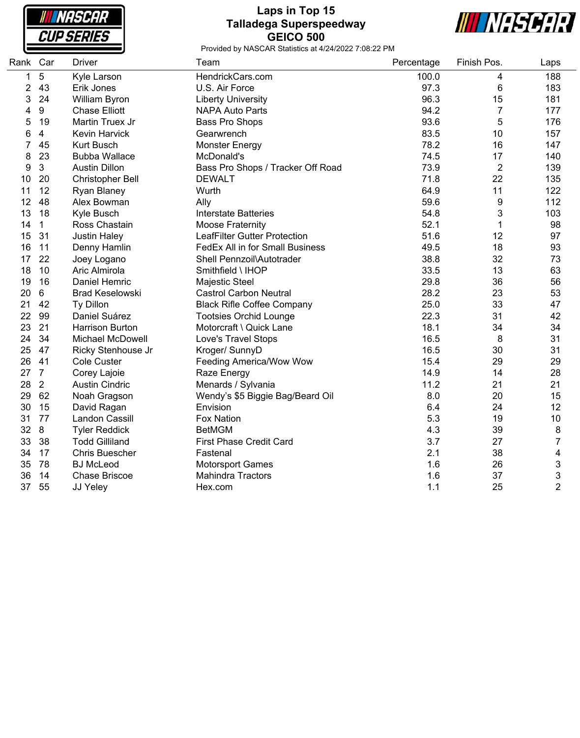# Laps in Top 15
## Talladega Superspeedway
## GEICO 500

Provided by NASCAR Statistics at 4/24/2022 7:08:22 PM

| Rank | Car | Driver | Team | Percentage | Finish Pos. | Laps |
|---|---|---|---|---|---|---|
| 1 | 5 | Kyle Larson | HendrickCars.com | 100.0 | 4 | 188 |
| 2 | 43 | Erik Jones | U.S. Air Force | 97.3 | 6 | 183 |
| 3 | 24 | William Byron | Liberty University | 96.3 | 15 | 181 |
| 4 | 9 | Chase Elliott | NAPA Auto Parts | 94.2 | 7 | 177 |
| 5 | 19 | Martin Truex Jr | Bass Pro Shops | 93.6 | 5 | 176 |
| 6 | 4 | Kevin Harvick | Gearwrench | 83.5 | 10 | 157 |
| 7 | 45 | Kurt Busch | Monster Energy | 78.2 | 16 | 147 |
| 8 | 23 | Bubba Wallace | McDonald's | 74.5 | 17 | 140 |
| 9 | 3 | Austin Dillon | Bass Pro Shops / Tracker Off Road | 73.9 | 2 | 139 |
| 10 | 20 | Christopher Bell | DEWALT | 71.8 | 22 | 135 |
| 11 | 12 | Ryan Blaney | Wurth | 64.9 | 11 | 122 |
| 12 | 48 | Alex Bowman | Ally | 59.6 | 9 | 112 |
| 13 | 18 | Kyle Busch | Interstate Batteries | 54.8 | 3 | 103 |
| 14 | 1 | Ross Chastain | Moose Fraternity | 52.1 | 1 | 98 |
| 15 | 31 | Justin Haley | LeafFilter Gutter Protection | 51.6 | 12 | 97 |
| 16 | 11 | Denny Hamlin | FedEx All in for Small Business | 49.5 | 18 | 93 |
| 17 | 22 | Joey Logano | Shell Pennzoil\Autotrader | 38.8 | 32 | 73 |
| 18 | 10 | Aric Almirola | Smithfield \ IHOP | 33.5 | 13 | 63 |
| 19 | 16 | Daniel Hemric | Majestic Steel | 29.8 | 36 | 56 |
| 20 | 6 | Brad Keselowski | Castrol Carbon Neutral | 28.2 | 23 | 53 |
| 21 | 42 | Ty Dillon | Black Rifle Coffee Company | 25.0 | 33 | 47 |
| 22 | 99 | Daniel Suárez | Tootsies Orchid Lounge | 22.3 | 31 | 42 |
| 23 | 21 | Harrison Burton | Motorcraft \ Quick Lane | 18.1 | 34 | 34 |
| 24 | 34 | Michael McDowell | Love's Travel Stops | 16.5 | 8 | 31 |
| 25 | 47 | Ricky Stenhouse Jr | Kroger/ SunnyD | 16.5 | 30 | 31 |
| 26 | 41 | Cole Custer | Feeding America/Wow Wow | 15.4 | 29 | 29 |
| 27 | 7 | Corey Lajoie | Raze Energy | 14.9 | 14 | 28 |
| 28 | 2 | Austin Cindric | Menards / Sylvania | 11.2 | 21 | 21 |
| 29 | 62 | Noah Gragson | Wendy's $5 Biggie Bag/Beard Oil | 8.0 | 20 | 15 |
| 30 | 15 | David Ragan | Envision | 6.4 | 24 | 12 |
| 31 | 77 | Landon Cassill | Fox Nation | 5.3 | 19 | 10 |
| 32 | 8 | Tyler Reddick | BetMGM | 4.3 | 39 | 8 |
| 33 | 38 | Todd Gilliland | First Phase Credit Card | 3.7 | 27 | 7 |
| 34 | 17 | Chris Buescher | Fastenal | 2.1 | 38 | 4 |
| 35 | 78 | BJ McLeod | Motorsport Games | 1.6 | 26 | 3 |
| 36 | 14 | Chase Briscoe | Mahindra Tractors | 1.6 | 37 | 3 |
| 37 | 55 | JJ Yeley | Hex.com | 1.1 | 25 | 2 |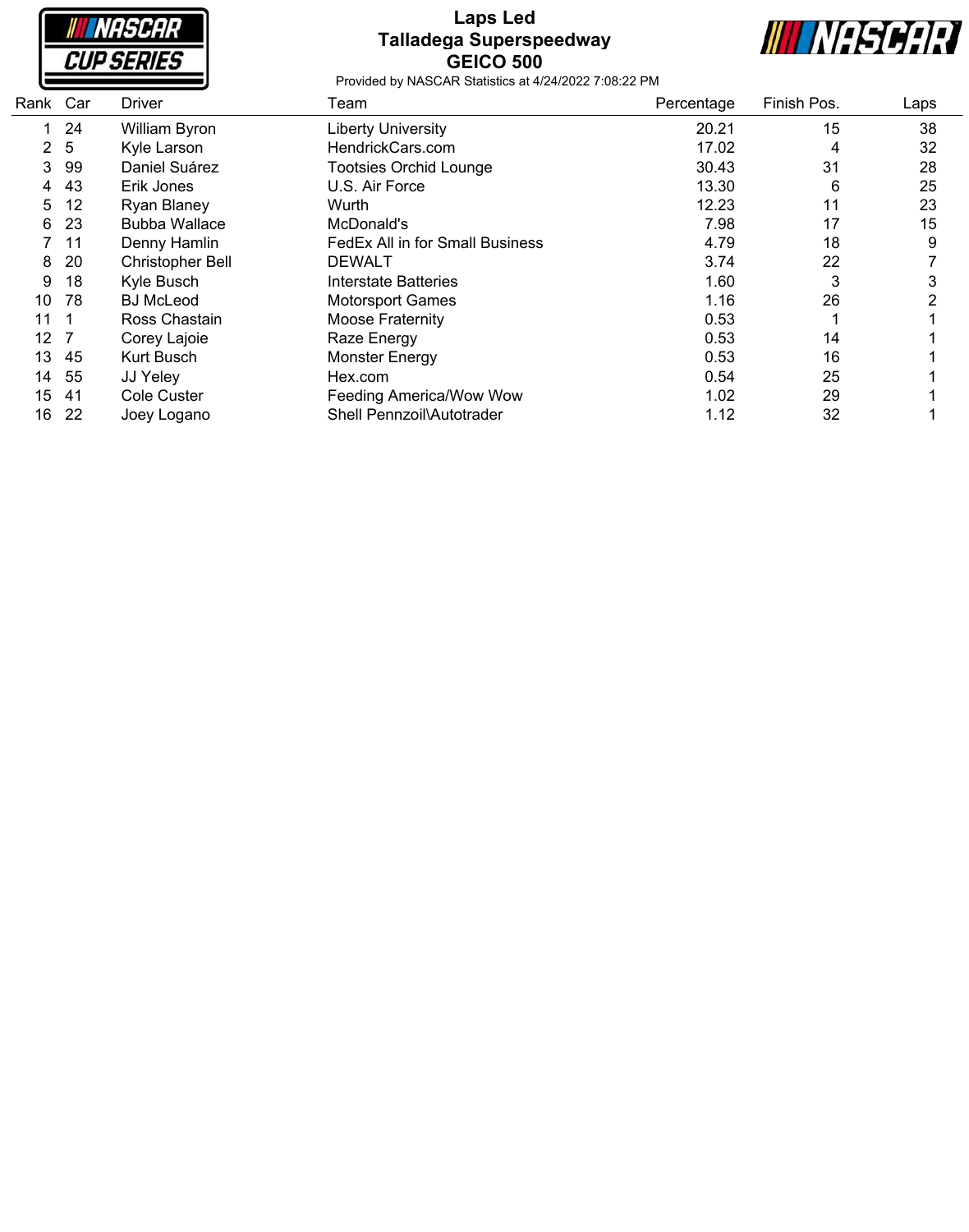# Laps Led
## Talladega Superspeedway
## GEICO 500

Provided by NASCAR Statistics at 4/24/2022 7:08:22 PM

| Rank | Car | Driver | Team | Percentage | Finish Pos. | Laps |
|---|---|---|---|---|---|---|
| 1 | 24 | William Byron | Liberty University | 20.21 | 15 | 38 |
| 2 | 5 | Kyle Larson | HendrickCars.com | 17.02 | 4 | 32 |
| 3 | 99 | Daniel Suárez | Tootsies Orchid Lounge | 30.43 | 31 | 28 |
| 4 | 43 | Erik Jones | U.S. Air Force | 13.30 | 6 | 25 |
| 5 | 12 | Ryan Blaney | Wurth | 12.23 | 11 | 23 |
| 6 | 23 | Bubba Wallace | McDonald's | 7.98 | 17 | 15 |
| 7 | 11 | Denny Hamlin | FedEx All in for Small Business | 4.79 | 18 | 9 |
| 8 | 20 | Christopher Bell | DEWALT | 3.74 | 22 | 7 |
| 9 | 18 | Kyle Busch | Interstate Batteries | 1.60 | 3 | 3 |
| 10 | 78 | BJ McLeod | Motorsport Games | 1.16 | 26 | 2 |
| 11 | 1 | Ross Chastain | Moose Fraternity | 0.53 | 1 | 1 |
| 12 | 7 | Corey Lajoie | Raze Energy | 0.53 | 14 | 1 |
| 13 | 45 | Kurt Busch | Monster Energy | 0.53 | 16 | 1 |
| 14 | 55 | JJ Yeley | Hex.com | 0.54 | 25 | 1 |
| 15 | 41 | Cole Custer | Feeding America/Wow Wow | 1.02 | 29 | 1 |
| 16 | 22 | Joey Logano | Shell Pennzoil\Autotrader | 1.12 | 32 | 1 |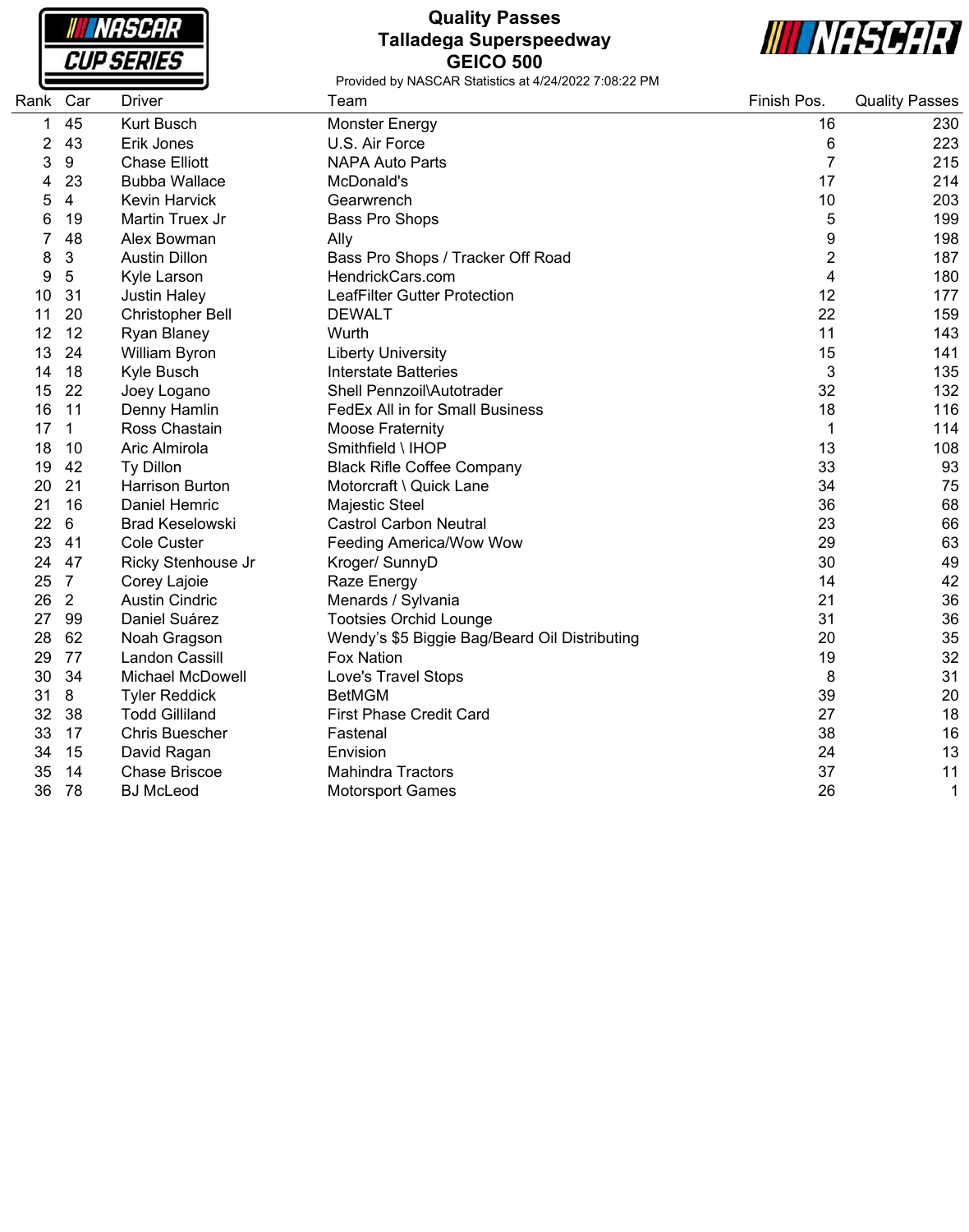# Quality Passes
## Talladega Superspeedway
## GEICO 500

Provided by NASCAR Statistics at 4/24/2022 7:08:22 PM

| Rank | Car | Driver | Team | Finish Pos. | Quality Passes |
|---|---|---|---|---|---|
| 1 | 45 | Kurt Busch | Monster Energy | 16 | 230 |
| 2 | 43 | Erik Jones | U.S. Air Force | 6 | 223 |
| 3 | 9 | Chase Elliott | NAPA Auto Parts | 7 | 215 |
| 4 | 23 | Bubba Wallace | McDonald's | 17 | 214 |
| 5 | 4 | Kevin Harvick | Gearwrench | 10 | 203 |
| 6 | 19 | Martin Truex Jr | Bass Pro Shops | 5 | 199 |
| 7 | 48 | Alex Bowman | Ally | 9 | 198 |
| 8 | 3 | Austin Dillon | Bass Pro Shops / Tracker Off Road | 2 | 187 |
| 9 | 5 | Kyle Larson | HendrickCars.com | 4 | 180 |
| 10 | 31 | Justin Haley | LeafFilter Gutter Protection | 12 | 177 |
| 11 | 20 | Christopher Bell | DEWALT | 22 | 159 |
| 12 | 12 | Ryan Blaney | Wurth | 11 | 143 |
| 13 | 24 | William Byron | Liberty University | 15 | 141 |
| 14 | 18 | Kyle Busch | Interstate Batteries | 3 | 135 |
| 15 | 22 | Joey Logano | Shell Pennzoil\Autotrader | 32 | 132 |
| 16 | 11 | Denny Hamlin | FedEx All in for Small Business | 18 | 116 |
| 17 | 1 | Ross Chastain | Moose Fraternity | 1 | 114 |
| 18 | 10 | Aric Almirola | Smithfield \ IHOP | 13 | 108 |
| 19 | 42 | Ty Dillon | Black Rifle Coffee Company | 33 | 93 |
| 20 | 21 | Harrison Burton | Motorcraft \ Quick Lane | 34 | 75 |
| 21 | 16 | Daniel Hemric | Majestic Steel | 36 | 68 |
| 22 | 6 | Brad Keselowski | Castrol Carbon Neutral | 23 | 66 |
| 23 | 41 | Cole Custer | Feeding America/Wow Wow | 29 | 63 |
| 24 | 47 | Ricky Stenhouse Jr | Kroger/ SunnyD | 30 | 49 |
| 25 | 7 | Corey Lajoie | Raze Energy | 14 | 42 |
| 26 | 2 | Austin Cindric | Menards / Sylvania | 21 | 36 |
| 27 | 99 | Daniel Suárez | Tootsies Orchid Lounge | 31 | 36 |
| 28 | 62 | Noah Gragson | Wendy's $5 Biggie Bag/Beard Oil Distributing | 20 | 35 |
| 29 | 77 | Landon Cassill | Fox Nation | 19 | 32 |
| 30 | 34 | Michael McDowell | Love's Travel Stops | 8 | 31 |
| 31 | 8 | Tyler Reddick | BetMGM | 39 | 20 |
| 32 | 38 | Todd Gilliland | First Phase Credit Card | 27 | 18 |
| 33 | 17 | Chris Buescher | Fastenal | 38 | 16 |
| 34 | 15 | David Ragan | Envision | 24 | 13 |
| 35 | 14 | Chase Briscoe | Mahindra Tractors | 37 | 11 |
| 36 | 78 | BJ McLeod | Motorsport Games | 26 | 1 |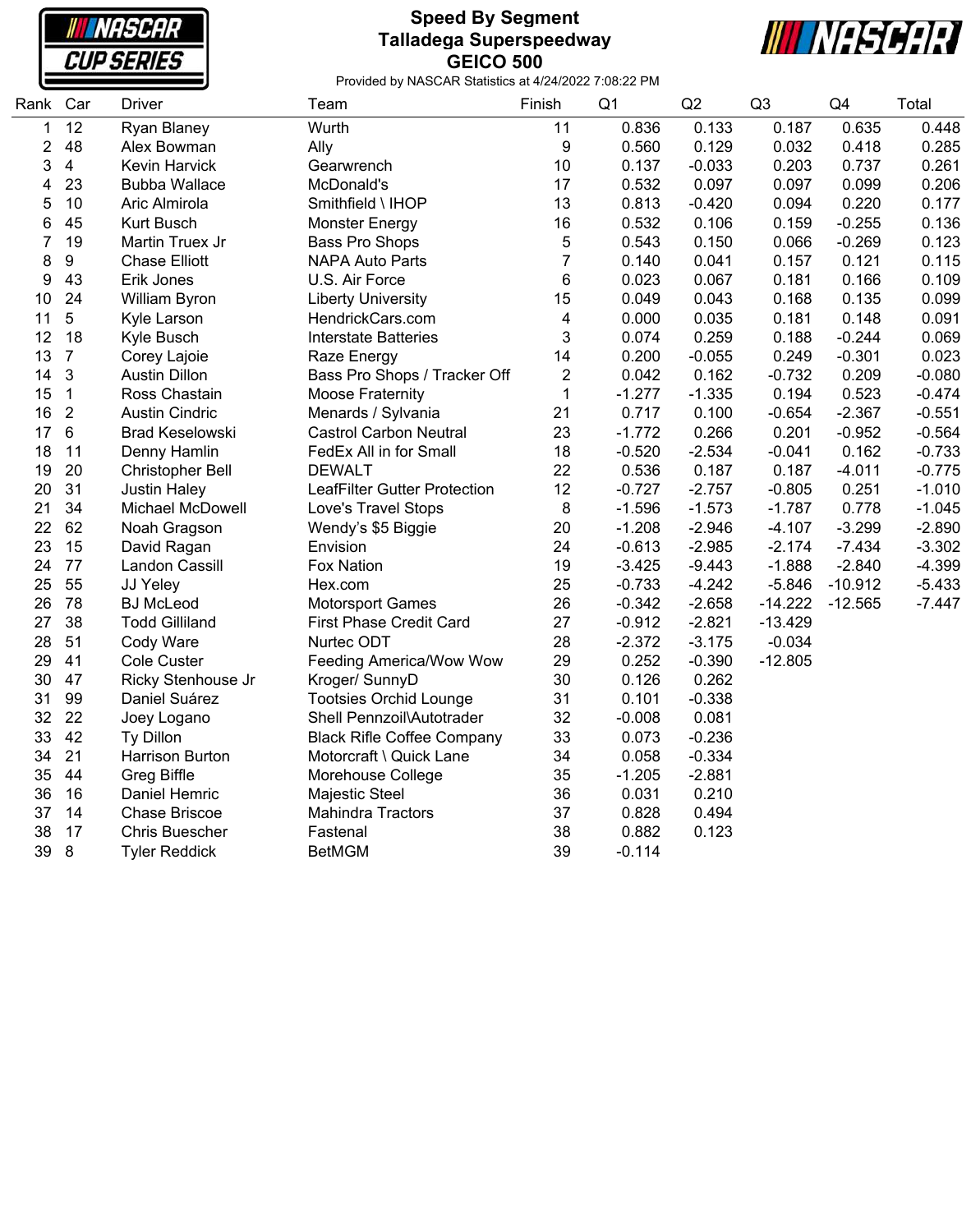# Speed By Segment
## Talladega Superspeedway
## GEICO 500

Provided by NASCAR Statistics at 4/24/2022 7:08:22 PM

| Rank | Car | Driver | Team | Finish | Q1 | Q2 | Q3 | Q4 | Total |
|---|---|---|---|---|---|---|---|---|---|
| 1 | 12 | Ryan Blaney | Wurth | 11 | 0.836 | 0.133 | 0.187 | 0.635 | 0.448 |
| 2 | 48 | Alex Bowman | Ally | 9 | 0.560 | 0.129 | 0.032 | 0.418 | 0.285 |
| 3 | 4 | Kevin Harvick | Gearwrench | 10 | 0.137 | -0.033 | 0.203 | 0.737 | 0.261 |
| 4 | 23 | Bubba Wallace | McDonald's | 17 | 0.532 | 0.097 | 0.097 | 0.099 | 0.206 |
| 5 | 10 | Aric Almirola | Smithfield \ IHOP | 13 | 0.813 | -0.420 | 0.094 | 0.220 | 0.177 |
| 6 | 45 | Kurt Busch | Monster Energy | 16 | 0.532 | 0.106 | 0.159 | -0.255 | 0.136 |
| 7 | 19 | Martin Truex Jr | Bass Pro Shops | 5 | 0.543 | 0.150 | 0.066 | -0.269 | 0.123 |
| 8 | 9 | Chase Elliott | NAPA Auto Parts | 7 | 0.140 | 0.041 | 0.157 | 0.121 | 0.115 |
| 9 | 43 | Erik Jones | U.S. Air Force | 6 | 0.023 | 0.067 | 0.181 | 0.166 | 0.109 |
| 10 | 24 | William Byron | Liberty University | 15 | 0.049 | 0.043 | 0.168 | 0.135 | 0.099 |
| 11 | 5 | Kyle Larson | HendrickCars.com | 4 | 0.000 | 0.035 | 0.181 | 0.148 | 0.091 |
| 12 | 18 | Kyle Busch | Interstate Batteries | 3 | 0.074 | 0.259 | 0.188 | -0.244 | 0.069 |
| 13 | 7 | Corey Lajoie | Raze Energy | 14 | 0.200 | -0.055 | 0.249 | -0.301 | 0.023 |
| 14 | 3 | Austin Dillon | Bass Pro Shops / Tracker Off | 2 | 0.042 | 0.162 | -0.732 | 0.209 | -0.080 |
| 15 | 1 | Ross Chastain | Moose Fraternity | 1 | -1.277 | -1.335 | 0.194 | 0.523 | -0.474 |
| 16 | 2 | Austin Cindric | Menards / Sylvania | 21 | 0.717 | 0.100 | -0.654 | -2.367 | -0.551 |
| 17 | 6 | Brad Keselowski | Castrol Carbon Neutral | 23 | -1.772 | 0.266 | 0.201 | -0.952 | -0.564 |
| 18 | 11 | Denny Hamlin | FedEx All in for Small | 18 | -0.520 | -2.534 | -0.041 | 0.162 | -0.733 |
| 19 | 20 | Christopher Bell | DEWALT | 22 | 0.536 | 0.187 | 0.187 | -4.011 | -0.775 |
| 20 | 31 | Justin Haley | LeafFilter Gutter Protection | 12 | -0.727 | -2.757 | -0.805 | 0.251 | -1.010 |
| 21 | 34 | Michael McDowell | Love's Travel Stops | 8 | -1.596 | -1.573 | -1.787 | 0.778 | -1.045 |
| 22 | 62 | Noah Gragson | Wendy's $5 Biggie | 20 | -1.208 | -2.946 | -4.107 | -3.299 | -2.890 |
| 23 | 15 | David Ragan | Envision | 24 | -0.613 | -2.985 | -2.174 | -7.434 | -3.302 |
| 24 | 77 | Landon Cassill | Fox Nation | 19 | -3.425 | -9.443 | -1.888 | -2.840 | -4.399 |
| 25 | 55 | JJ Yeley | Hex.com | 25 | -0.733 | -4.242 | -5.846 | -10.912 | -5.433 |
| 26 | 78 | BJ McLeod | Motorsport Games | 26 | -0.342 | -2.658 | -14.222 | -12.565 | -7.447 |
| 27 | 38 | Todd Gilliland | First Phase Credit Card | 27 | -0.912 | -2.821 | -13.429 | | |
| 28 | 51 | Cody Ware | Nurtec ODT | 28 | -2.372 | -3.175 | -0.034 | | |
| 29 | 41 | Cole Custer | Feeding America/Wow Wow | 29 | 0.252 | -0.390 | -12.805 | | |
| 30 | 47 | Ricky Stenhouse Jr | Kroger/ SunnyD | 30 | 0.126 | 0.262 | | | |
| 31 | 99 | Daniel Suárez | Tootsies Orchid Lounge | 31 | 0.101 | -0.338 | | | |
| 32 | 22 | Joey Logano | Shell Pennzoil\Autotrader | 32 | -0.008 | 0.081 | | | |
| 33 | 42 | Ty Dillon | Black Rifle Coffee Company | 33 | 0.073 | -0.236 | | | |
| 34 | 21 | Harrison Burton | Motorcraft \ Quick Lane | 34 | 0.058 | -0.334 | | | |
| 35 | 44 | Greg Biffle | Morehouse College | 35 | -1.205 | -2.881 | | | |
| 36 | 16 | Daniel Hemric | Majestic Steel | 36 | 0.031 | 0.210 | | | |
| 37 | 14 | Chase Briscoe | Mahindra Tractors | 37 | 0.828 | 0.494 | | | |
| 38 | 17 | Chris Buescher | Fastenal | 38 | 0.882 | 0.123 | | | |
| 39 | 8 | Tyler Reddick | BetMGM | 39 | -0.114 | | | | |